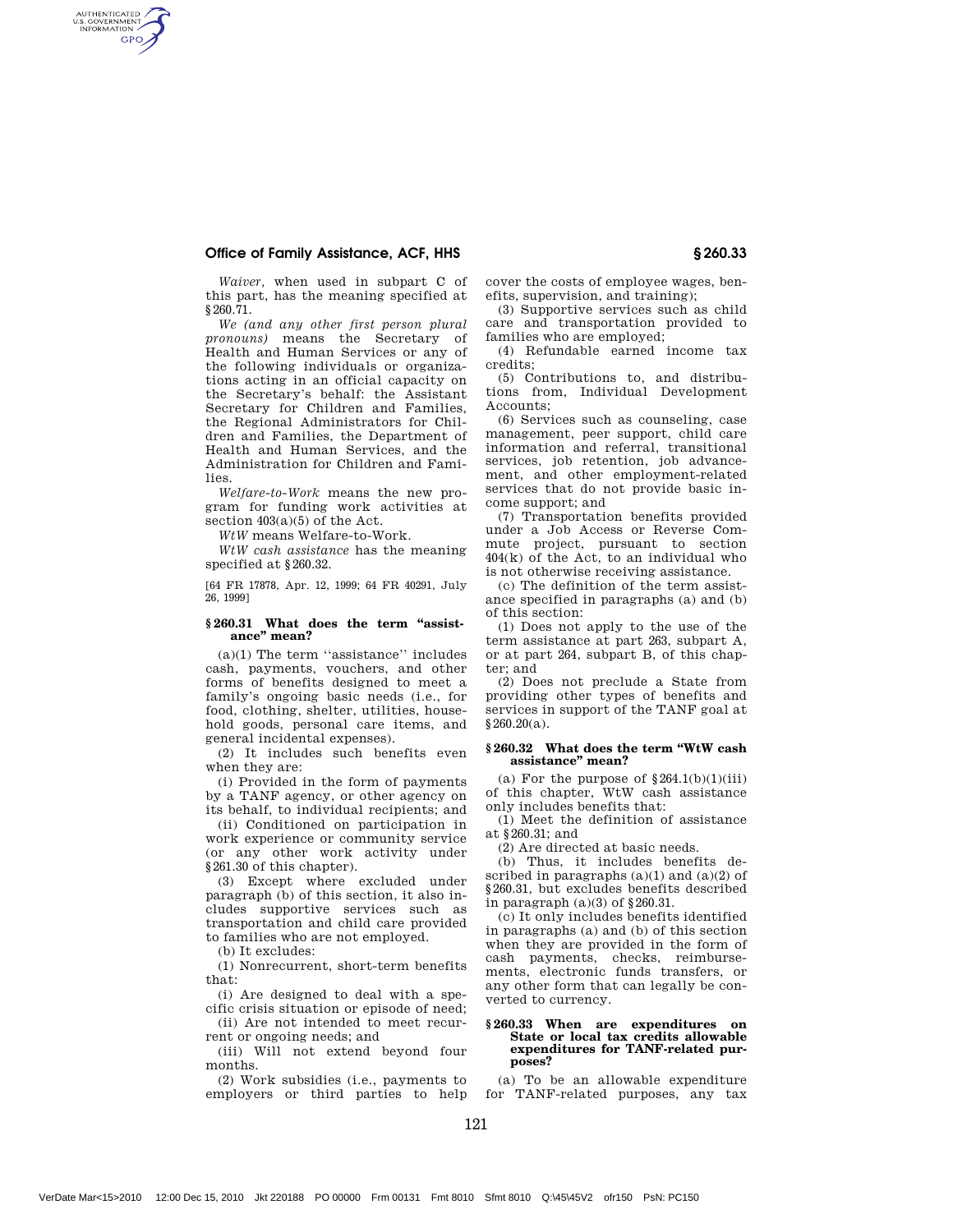*Waiver,* when used in subpart C of this part, has the meaning specified at §260.71.

*We (and any other first person plural pronouns)* means the Secretary of Health and Human Services or any of the following individuals or organizations acting in an official capacity on the Secretary's behalf: the Assistant Secretary for Children and Families, the Regional Administrators for Children and Families, the Department of Health and Human Services, and the Administration for Children and Families.

*Welfare-to-Work* means the new program for funding work activities at section 403(a)(5) of the Act.

*WtW* means Welfare-to-Work.

*WtW cash assistance* has the meaning specified at §260.32.

[64 FR 17878, Apr. 12, 1999; 64 FR 40291, July 26, 1999]

### §260.31 What does the term "assistance" mean?

(a)(1) The term ''assistance'' includes cash, payments, vouchers, and other forms of benefits designed to meet a family's ongoing basic needs (i.e., for food, clothing, shelter, utilities, household goods, personal care items, and general incidental expenses).

(2) It includes such benefits even when they are:

(i) Provided in the form of payments by a TANF agency, or other agency on its behalf, to individual recipients; and

(ii) Conditioned on participation in work experience or community service (or any other work activity under §261.30 of this chapter).

(3) Except where excluded under paragraph (b) of this section, it also includes supportive services such as transportation and child care provided to families who are not employed.

(b) It excludes:

(1) Nonrecurrent, short-term benefits that:

(i) Are designed to deal with a specific crisis situation or episode of need;

(ii) Are not intended to meet recurrent or ongoing needs; and

(iii) Will not extend beyond four months.

(2) Work subsidies (i.e., payments to employers or third parties to help cover the costs of employee wages, benefits, supervision, and training);

(3) Supportive services such as child care and transportation provided to families who are employed;

(4) Refundable earned income tax credits;

(5) Contributions to, and distributions from, Individual Development Accounts;

(6) Services such as counseling, case management, peer support, child care information and referral, transitional services, job retention, job advancement, and other employment-related services that do not provide basic income support; and

(7) Transportation benefits provided under a Job Access or Reverse Commute project, pursuant to section 404(k) of the Act, to an individual who is not otherwise receiving assistance.

(c) The definition of the term assistance specified in paragraphs (a) and (b) of this section:

(1) Does not apply to the use of the term assistance at part 263, subpart A, or at part 264, subpart B, of this chapter; and

(2) Does not preclude a State from providing other types of benefits and services in support of the TANF goal at §260.20(a).

### §260.32 What does the term "WtW cash assistance" mean?

(a) For the purpose of §264.1(b)(1)(iii) of this chapter, WtW cash assistance only includes benefits that:

(1) Meet the definition of assistance at §260.31; and

(2) Are directed at basic needs.

(b) Thus, it includes benefits described in paragraphs (a)(1) and (a)(2) of §260.31, but excludes benefits described in paragraph (a)(3) of §260.31.

(c) It only includes benefits identified in paragraphs (a) and (b) of this section when they are provided in the form of cash payments, checks, reimbursements, electronic funds transfers, or any other form that can legally be converted to currency.

### §260.33 When are expenditures on State or local tax credits allowable expenditures for TANF-related purposes?

(a) To be an allowable expenditure for TANF-related purposes, any tax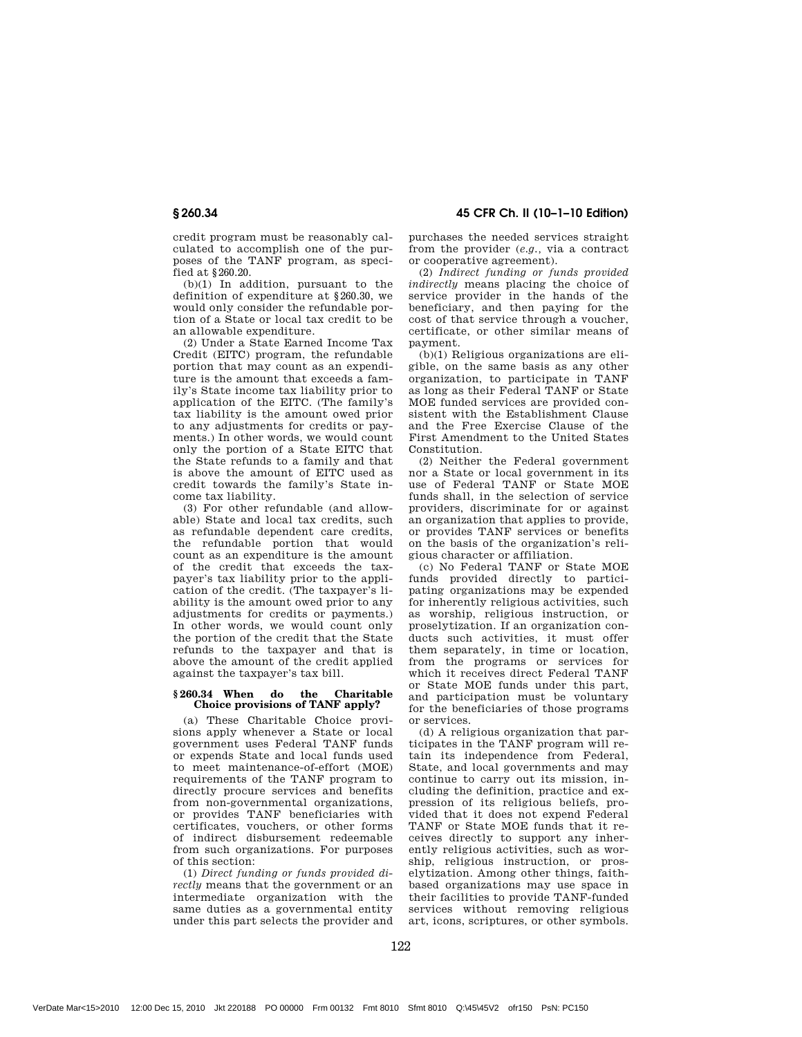credit program must be reasonably calculated to accomplish one of the purposes of the TANF program, as specified at §260.20.

(b)(1) In addition, pursuant to the definition of expenditure at §260.30, we would only consider the refundable portion of a State or local tax credit to be an allowable expenditure.

(2) Under a State Earned Income Tax Credit (EITC) program, the refundable portion that may count as an expenditure is the amount that exceeds a family's State income tax liability prior to application of the EITC. (The family's tax liability is the amount owed prior to any adjustments for credits or payments.) In other words, we would count only the portion of a State EITC that the State refunds to a family and that is above the amount of EITC used as credit towards the family's State income tax liability.

(3) For other refundable (and allowable) State and local tax credits, such as refundable dependent care credits, the refundable portion that would count as an expenditure is the amount of the credit that exceeds the taxpayer's tax liability prior to the application of the credit. (The taxpayer's liability is the amount owed prior to any adjustments for credits or payments.) In other words, we would count only the portion of the credit that the State refunds to the taxpayer and that is above the amount of the credit applied against the taxpayer's tax bill.

### §260.34 When do the Charitable Choice provisions of TANF apply?

(a) These Charitable Choice provisions apply whenever a State or local government uses Federal TANF funds or expends State and local funds used to meet maintenance-of-effort (MOE) requirements of the TANF program to directly procure services and benefits from non-governmental organizations, or provides TANF beneficiaries with certificates, vouchers, or other forms of indirect disbursement redeemable from such organizations. For purposes of this section:

(1) *Direct funding or funds provided directly* means that the government or an intermediate organization with the same duties as a governmental entity under this part selects the provider and purchases the needed services straight from the provider (*e.g.*, via a contract or cooperative agreement).

(2) *Indirect funding or funds provided indirectly* means placing the choice of service provider in the hands of the beneficiary, and then paying for the cost of that service through a voucher, certificate, or other similar means of payment.

(b)(1) Religious organizations are eligible, on the same basis as any other organization, to participate in TANF as long as their Federal TANF or State MOE funded services are provided consistent with the Establishment Clause and the Free Exercise Clause of the First Amendment to the United States Constitution.

(2) Neither the Federal government nor a State or local government in its use of Federal TANF or State MOE funds shall, in the selection of service providers, discriminate for or against an organization that applies to provide, or provides TANF services or benefits on the basis of the organization's religious character or affiliation.

(c) No Federal TANF or State MOE funds provided directly to participating organizations may be expended for inherently religious activities, such as worship, religious instruction, or proselytization. If an organization conducts such activities, it must offer them separately, in time or location, from the programs or services for which it receives direct Federal TANF or State MOE funds under this part, and participation must be voluntary for the beneficiaries of those programs or services.

(d) A religious organization that participates in the TANF program will retain its independence from Federal, State, and local governments and may continue to carry out its mission, including the definition, practice and expression of its religious beliefs, provided that it does not expend Federal TANF or State MOE funds that it receives directly to support any inherently religious activities, such as worship, religious instruction, or proselytization. Among other things, faith-based organizations may use space in their facilities to provide TANF-funded services without removing religious art, icons, scriptures, or other symbols.